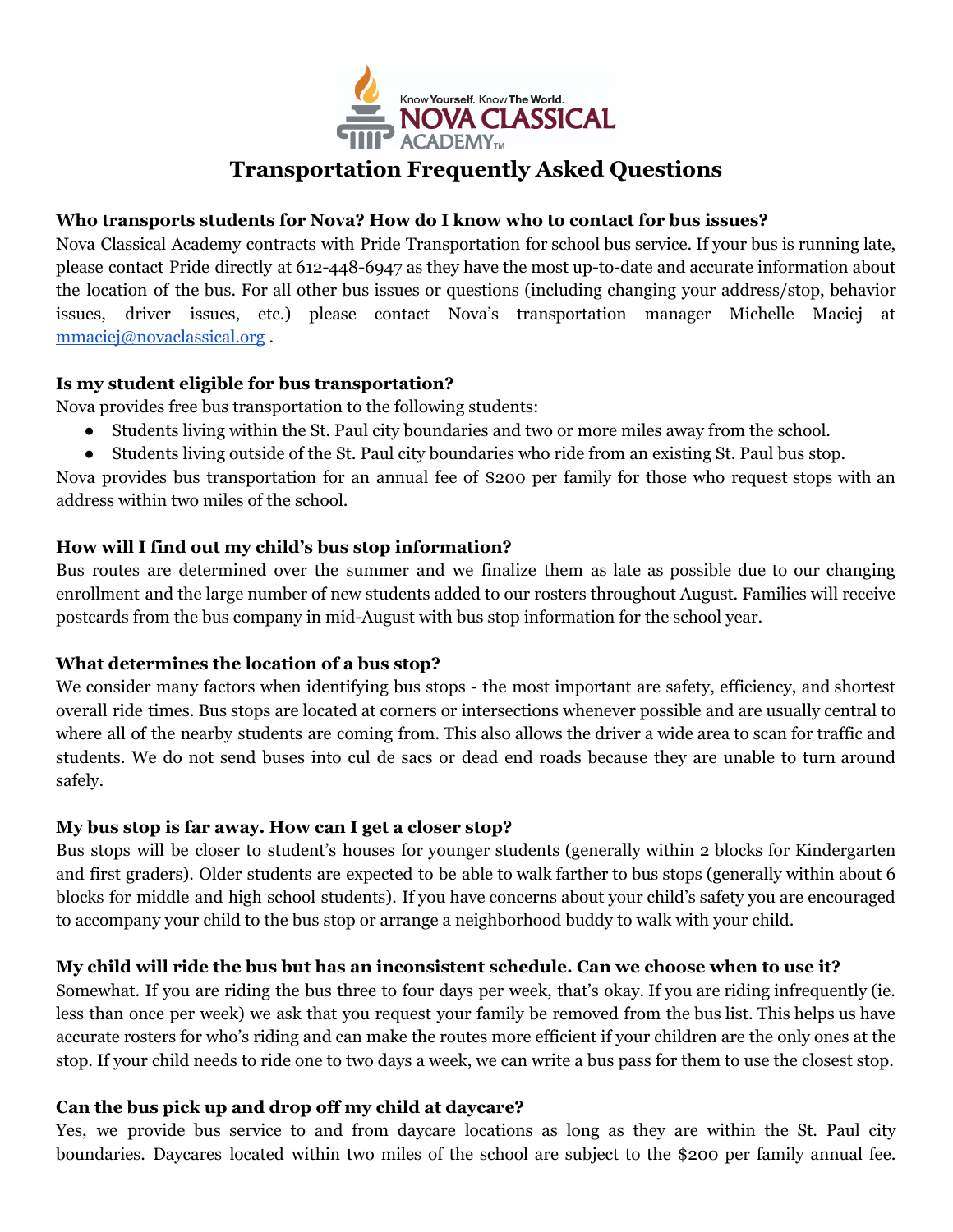Know Yourself. Know The World.
NOVA CLASSICAL ACADEMY™

# Transportation Frequently Asked Questions

**Who transports students for Nova? How do I know who to contact for bus issues?**

Nova Classical Academy contracts with Pride Transportation for school bus service. If your bus is running late, please contact Pride directly at 612-448-6947 as they have the most up-to-date and accurate information about the location of the bus. For all other bus issues or questions (including changing your address/stop, behavior issues, driver issues, etc.) please contact Nova's transportation manager Michelle Maciej at mmaciej@novaclassical.org .

**Is my student eligible for bus transportation?**

Nova provides free bus transportation to the following students:

- Students living within the St. Paul city boundaries and two or more miles away from the school.
- Students living outside of the St. Paul city boundaries who ride from an existing St. Paul bus stop.

Nova provides bus transportation for an annual fee of $200 per family for those who request stops with an address within two miles of the school.

**How will I find out my child's bus stop information?**

Bus routes are determined over the summer and we finalize them as late as possible due to our changing enrollment and the large number of new students added to our rosters throughout August. Families will receive postcards from the bus company in mid-August with bus stop information for the school year.

**What determines the location of a bus stop?**

We consider many factors when identifying bus stops - the most important are safety, efficiency, and shortest overall ride times. Bus stops are located at corners or intersections whenever possible and are usually central to where all of the nearby students are coming from. This also allows the driver a wide area to scan for traffic and students. We do not send buses into cul de sacs or dead end roads because they are unable to turn around safely.

**My bus stop is far away. How can I get a closer stop?**

Bus stops will be closer to student's houses for younger students (generally within 2 blocks for Kindergarten and first graders). Older students are expected to be able to walk farther to bus stops (generally within about 6 blocks for middle and high school students). If you have concerns about your child's safety you are encouraged to accompany your child to the bus stop or arrange a neighborhood buddy to walk with your child.

**My child will ride the bus but has an inconsistent schedule. Can we choose when to use it?**

Somewhat. If you are riding the bus three to four days per week, that's okay. If you are riding infrequently (ie. less than once per week) we ask that you request your family be removed from the bus list. This helps us have accurate rosters for who's riding and can make the routes more efficient if your children are the only ones at the stop. If your child needs to ride one to two days a week, we can write a bus pass for them to use the closest stop.

**Can the bus pick up and drop off my child at daycare?**

Yes, we provide bus service to and from daycare locations as long as they are within the St. Paul city boundaries. Daycares located within two miles of the school are subject to the $200 per family annual fee.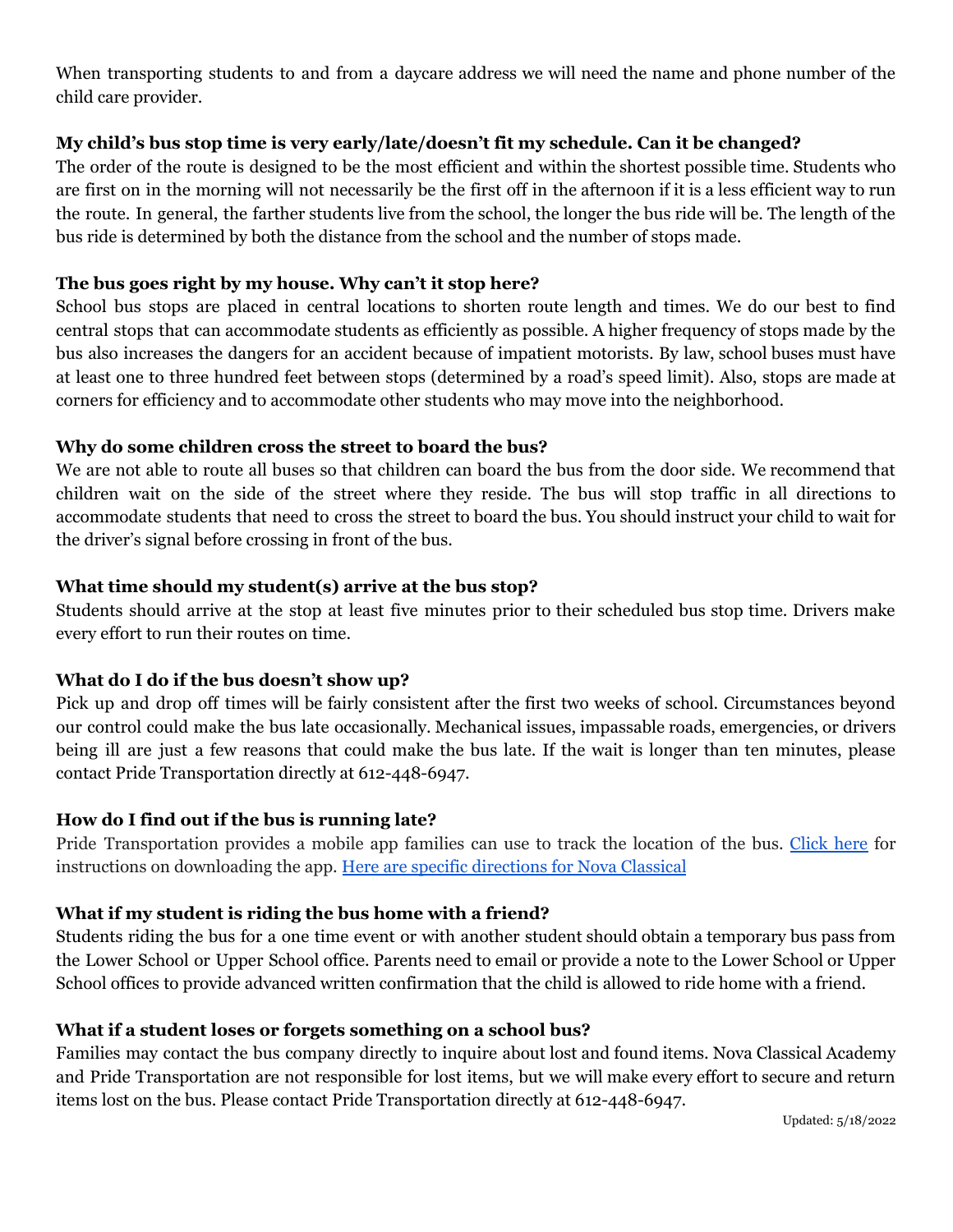When transporting students to and from a daycare address we will need the name and phone number of the child care provider.

**My child's bus stop time is very early/late/doesn't fit my schedule. Can it be changed?**

The order of the route is designed to be the most efficient and within the shortest possible time. Students who are first on in the morning will not necessarily be the first off in the afternoon if it is a less efficient way to run the route. In general, the farther students live from the school, the longer the bus ride will be. The length of the bus ride is determined by both the distance from the school and the number of stops made.

**The bus goes right by my house. Why can't it stop here?**

School bus stops are placed in central locations to shorten route length and times. We do our best to find central stops that can accommodate students as efficiently as possible. A higher frequency of stops made by the bus also increases the dangers for an accident because of impatient motorists. By law, school buses must have at least one to three hundred feet between stops (determined by a road's speed limit). Also, stops are made at corners for efficiency and to accommodate other students who may move into the neighborhood.

**Why do some children cross the street to board the bus?**

We are not able to route all buses so that children can board the bus from the door side. We recommend that children wait on the side of the street where they reside. The bus will stop traffic in all directions to accommodate students that need to cross the street to board the bus. You should instruct your child to wait for the driver's signal before crossing in front of the bus.

**What time should my student(s) arrive at the bus stop?**

Students should arrive at the stop at least five minutes prior to their scheduled bus stop time. Drivers make every effort to run their routes on time.

**What do I do if the bus doesn't show up?**

Pick up and drop off times will be fairly consistent after the first two weeks of school. Circumstances beyond our control could make the bus late occasionally. Mechanical issues, impassable roads, emergencies, or drivers being ill are just a few reasons that could make the bus late. If the wait is longer than ten minutes, please contact Pride Transportation directly at 612-448-6947.

**How do I find out if the bus is running late?**

Pride Transportation provides a mobile app families can use to track the location of the bus. Click here for instructions on downloading the app. Here are specific directions for Nova Classical

**What if my student is riding the bus home with a friend?**

Students riding the bus for a one time event or with another student should obtain a temporary bus pass from the Lower School or Upper School office. Parents need to email or provide a note to the Lower School or Upper School offices to provide advanced written confirmation that the child is allowed to ride home with a friend.

**What if a student loses or forgets something on a school bus?**

Families may contact the bus company directly to inquire about lost and found items. Nova Classical Academy and Pride Transportation are not responsible for lost items, but we will make every effort to secure and return items lost on the bus. Please contact Pride Transportation directly at 612-448-6947.

Updated: 5/18/2022